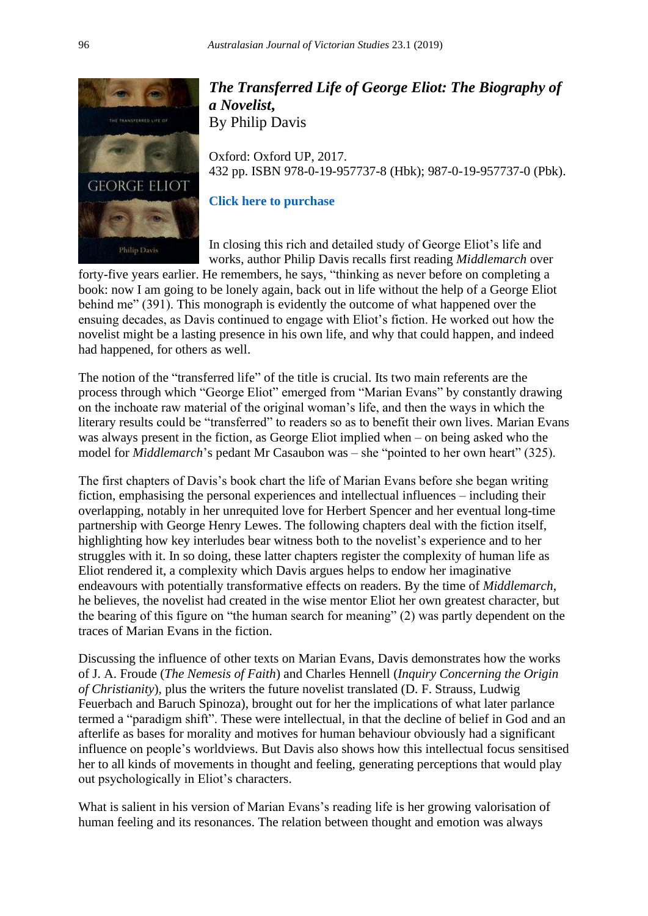## *The Transferred Life of George Eliot: The Biography of a Novelist*,
By Philip Davis

Oxford: Oxford UP, 2017.
432 pp. ISBN 978-0-19-957737-8 (Hbk); 987-0-19-957737-0 (Pbk).

**Click here to purchase**

In closing this rich and detailed study of George Eliot's life and works, author Philip Davis recalls first reading *Middlemarch* over forty-five years earlier. He remembers, he says, "thinking as never before on completing a book: now I am going to be lonely again, back out in life without the help of a George Eliot behind me" (391). This monograph is evidently the outcome of what happened over the ensuing decades, as Davis continued to engage with Eliot's fiction. He worked out how the novelist might be a lasting presence in his own life, and why that could happen, and indeed had happened, for others as well.

The notion of the "transferred life" of the title is crucial. Its two main referents are the process through which "George Eliot" emerged from "Marian Evans" by constantly drawing on the inchoate raw material of the original woman's life, and then the ways in which the literary results could be "transferred" to readers so as to benefit their own lives. Marian Evans was always present in the fiction, as George Eliot implied when – on being asked who the model for *Middlemarch*'s pedant Mr Casaubon was – she "pointed to her own heart" (325).

The first chapters of Davis's book chart the life of Marian Evans before she began writing fiction, emphasising the personal experiences and intellectual influences – including their overlapping, notably in her unrequited love for Herbert Spencer and her eventual long-time partnership with George Henry Lewes. The following chapters deal with the fiction itself, highlighting how key interludes bear witness both to the novelist's experience and to her struggles with it. In so doing, these latter chapters register the complexity of human life as Eliot rendered it, a complexity which Davis argues helps to endow her imaginative endeavours with potentially transformative effects on readers. By the time of *Middlemarch*, he believes, the novelist had created in the wise mentor Eliot her own greatest character, but the bearing of this figure on "the human search for meaning" (2) was partly dependent on the traces of Marian Evans in the fiction.

Discussing the influence of other texts on Marian Evans, Davis demonstrates how the works of J. A. Froude (*The Nemesis of Faith*) and Charles Hennell (*Inquiry Concerning the Origin of Christianity*), plus the writers the future novelist translated (D. F. Strauss, Ludwig Feuerbach and Baruch Spinoza), brought out for her the implications of what later parlance termed a "paradigm shift". These were intellectual, in that the decline of belief in God and an afterlife as bases for morality and motives for human behaviour obviously had a significant influence on people's worldviews. But Davis also shows how this intellectual focus sensitised her to all kinds of movements in thought and feeling, generating perceptions that would play out psychologically in Eliot's characters.

What is salient in his version of Marian Evans's reading life is her growing valorisation of human feeling and its resonances. The relation between thought and emotion was always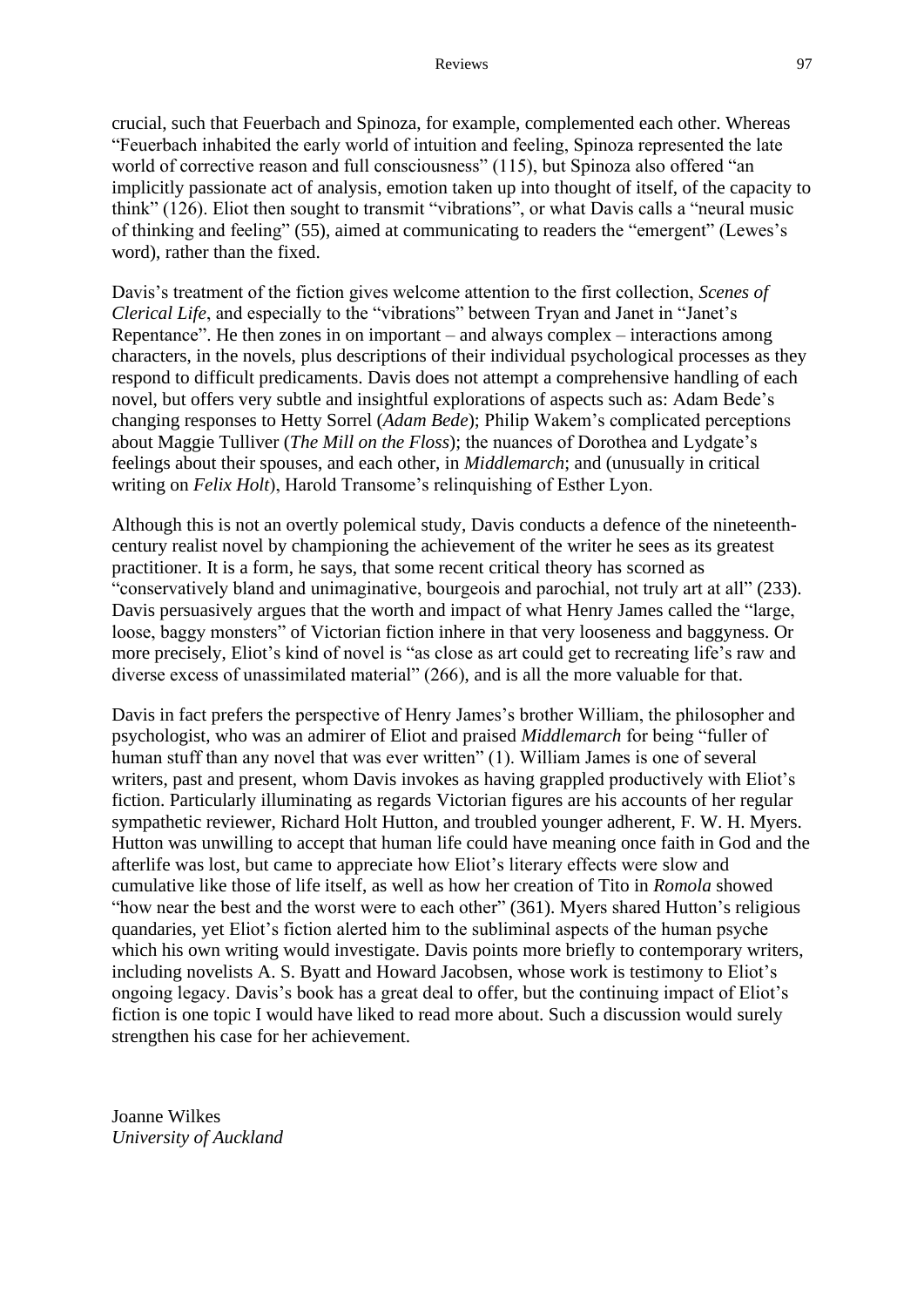crucial, such that Feuerbach and Spinoza, for example, complemented each other. Whereas "Feuerbach inhabited the early world of intuition and feeling, Spinoza represented the late world of corrective reason and full consciousness" (115), but Spinoza also offered "an implicitly passionate act of analysis, emotion taken up into thought of itself, of the capacity to think" (126). Eliot then sought to transmit "vibrations", or what Davis calls a "neural music of thinking and feeling" (55), aimed at communicating to readers the "emergent" (Lewes's word), rather than the fixed.

Davis's treatment of the fiction gives welcome attention to the first collection, *Scenes of Clerical Life*, and especially to the "vibrations" between Tryan and Janet in "Janet's Repentance". He then zones in on important – and always complex – interactions among characters, in the novels, plus descriptions of their individual psychological processes as they respond to difficult predicaments. Davis does not attempt a comprehensive handling of each novel, but offers very subtle and insightful explorations of aspects such as: Adam Bede's changing responses to Hetty Sorrel (*Adam Bede*); Philip Wakem's complicated perceptions about Maggie Tulliver (*The Mill on the Floss*); the nuances of Dorothea and Lydgate's feelings about their spouses, and each other, in *Middlemarch*; and (unusually in critical writing on *Felix Holt*), Harold Transome's relinquishing of Esther Lyon.

Although this is not an overtly polemical study, Davis conducts a defence of the nineteenth-century realist novel by championing the achievement of the writer he sees as its greatest practitioner. It is a form, he says, that some recent critical theory has scorned as "conservatively bland and unimaginative, bourgeois and parochial, not truly art at all" (233). Davis persuasively argues that the worth and impact of what Henry James called the "large, loose, baggy monsters" of Victorian fiction inhere in that very looseness and baggyness. Or more precisely, Eliot's kind of novel is "as close as art could get to recreating life's raw and diverse excess of unassimilated material" (266), and is all the more valuable for that.

Davis in fact prefers the perspective of Henry James's brother William, the philosopher and psychologist, who was an admirer of Eliot and praised *Middlemarch* for being "fuller of human stuff than any novel that was ever written" (1). William James is one of several writers, past and present, whom Davis invokes as having grappled productively with Eliot's fiction. Particularly illuminating as regards Victorian figures are his accounts of her regular sympathetic reviewer, Richard Holt Hutton, and troubled younger adherent, F. W. H. Myers. Hutton was unwilling to accept that human life could have meaning once faith in God and the afterlife was lost, but came to appreciate how Eliot's literary effects were slow and cumulative like those of life itself, as well as how her creation of Tito in *Romola* showed "how near the best and the worst were to each other" (361). Myers shared Hutton's religious quandaries, yet Eliot's fiction alerted him to the subliminal aspects of the human psyche which his own writing would investigate. Davis points more briefly to contemporary writers, including novelists A. S. Byatt and Howard Jacobsen, whose work is testimony to Eliot's ongoing legacy. Davis's book has a great deal to offer, but the continuing impact of Eliot's fiction is one topic I would have liked to read more about. Such a discussion would surely strengthen his case for her achievement.

Joanne Wilkes
*University of Auckland*